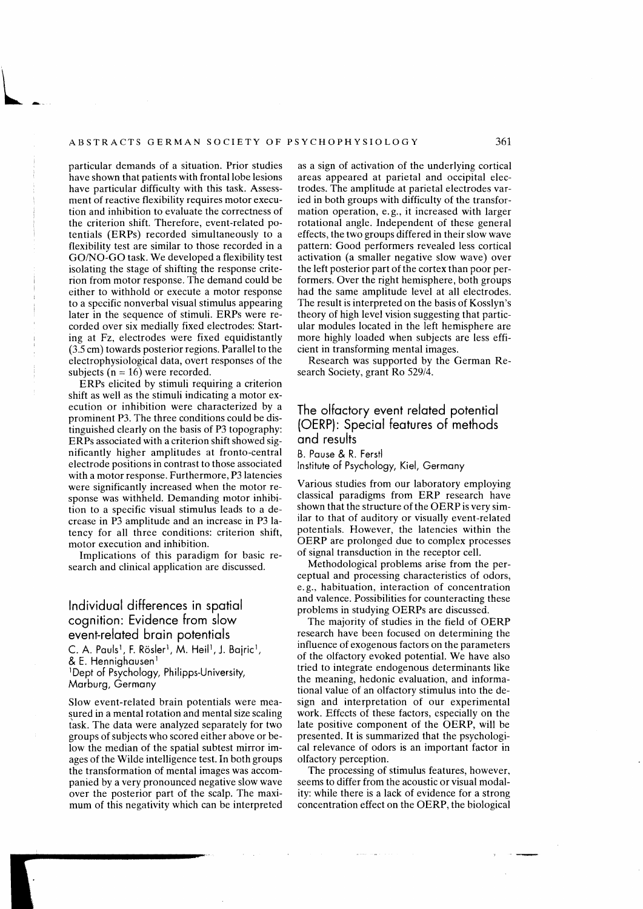particular demands of a situation. Prior studies have shown that patients with frontal lobe lesions have particular difficulty with this task. Assessment of reactive flexibility requires motor execution and inhibition to evaluate the correctness of the criterion shift. Therefore, event-related potentials (ERPs) recorded simultaneously to a flexibility test are similar to those recorded in a GO/NO-GO task. We developed a flexibility test isolating the stage of shifting the response criterion from motor response. The demand could be either to withhold or execute a motor response to a specific nonverbal visual stimulus appearing later in the sequence of stimuli. ERPs were recorded over six medially fixed electrodes: Starting at Fz, electrodes were fixed equidistantly (3.5 cm) towards posterior regions. Parallel to the electrophysiological data, overt responses of the subjects ($n = 16$) were recorded.

ERPs elicited by stimuli requiring a criterion shift as well as the stimuli indicating a motor execution or inhibition were characterized by a prominent P3. The three conditions could be distinguished clearly on the basis of P3 topography: ERPs associated with a criterion shift showed significantly higher amplitudes at fronto-central electrode positions in contrast to those associated with a motor response. Furthermore, P3 latencies were significantly increased when the motor response was withheld. Demanding motor inhibition to a specific visual stimulus leads to a decrease in P3 amplitude and an increase in P3 latency for all three conditions: criterion shift, motor execution and inhibition.

Implications of this paradigm for basic research and clinical application are discussed.

## Individual differences in spatial cognition: Evidence from slow event-related brain potentials

C. A. Pauls[1], F. Rösler[1], M. Heil[1], J. Bajric[1], & E. Hennighausen[1]

[1]Dept of Psychology, Philipps-University, Marburg, Germany

Slow event-related brain potentials were measured in a mental rotation and mental size scaling task. The data were analyzed separately for two groups of subjects who scored either above or below the median of the spatial subtest mirror images of the Wilde intelligence test. In both groups the transformation of mental images was accompanied by a very pronounced negative slow wave over the posterior part of the scalp. The maximum of this negativity which can be interpreted as a sign of activation of the underlying cortical areas appeared at parietal and occipital electrodes. The amplitude at parietal electrodes varied in both groups with difficulty of the transformation operation, e.g., it increased with larger rotational angle. Independent of these general effects, the two groups differed in their slow wave pattern: Good performers revealed less cortical activation (a smaller negative slow wave) over the left posterior part of the cortex than poor performers. Over the right hemisphere, both groups had the same amplitude level at all electrodes. The result is interpreted on the basis of Kosslyn's theory of high level vision suggesting that particular modules located in the left hemisphere are more highly loaded when subjects are less efficient in transforming mental images.

Research was supported by the German Research Society, grant Ro 529/4.

## The olfactory event related potential (OERP): Special features of methods and results

B. Pause & R. Ferstl

Institute of Psychology, Kiel, Germany

Various studies from our laboratory employing classical paradigms from ERP research have shown that the structure of the OERP is very similar to that of auditory or visually event-related potentials. However, the latencies within the OERP are prolonged due to complex processes of signal transduction in the receptor cell.

Methodological problems arise from the perceptual and processing characteristics of odors, e.g., habituation, interaction of concentration and valence. Possibilities for counteracting these problems in studying OERPs are discussed.

The majority of studies in the field of OERP research have been focused on determining the influence of exogenous factors on the parameters of the olfactory evoked potential. We have also tried to integrate endogenous determinants like the meaning, hedonic evaluation, and informational value of an olfactory stimulus into the design and interpretation of our experimental work. Effects of these factors, especially on the late positive component of the OERP, will be presented. It is summarized that the psychological relevance of odors is an important factor in olfactory perception.

The processing of stimulus features, however, seems to differ from the acoustic or visual modality: while there is a lack of evidence for a strong concentration effect on the OERP, the biological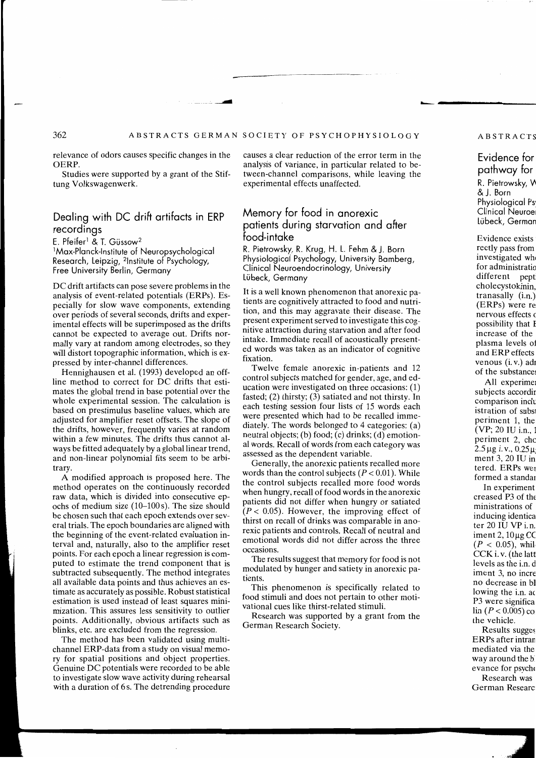relevance of odors causes specific changes in the OERP.

Studies were supported by a grant of the Stiftung Volkswagenwerk.

## Dealing with DC drift artifacts in ERP recordings

E. Pfeifer[1] & T. Güssow[2]

[1]Max-Planck-Institute of Neuropsychological Research, Leipzig, [2]Institute of Psychology, Free University Berlin, Germany

DC drift artifacts can pose severe problems in the analysis of event-related potentials (ERPs). Especially for slow wave components, extending over periods of several seconds, drifts and experimental effects will be superimposed as the drifts cannot be expected to average out. Drifts normally vary at random among electrodes, so they will distort topographic information, which is expressed by inter-channel differences.

Hennighausen et al. (1993) developed an offline method to correct for DC drifts that estimates the global trend in base potential over the whole experimental session. The calculation is based on prestimulus baseline values, which are adjusted for amplifier reset offsets. The slope of the drifts, however, frequently varies at random within a few minutes. The drifts thus cannot always be fitted adequately by a global linear trend, and non-linear polynomial fits seem to be arbitrary.

A modified approach is proposed here. The method operates on the continuously recorded raw data, which is divided into consecutive epochs of medium size (10–100 s). The size should be chosen such that each epoch extends over several trials. The epoch boundaries are aligned with the beginning of the event-related evaluation interval and, naturally, also to the amplifier reset points. For each epoch a linear regression is computed to estimate the trend component that is subtracted subsequently. The method integrates all available data points and thus achieves an estimate as accurately as possible. Robust statistical estimation is used instead of least squares minimization. This assures less sensitivity to outlier points. Additionally, obvious artifacts such as blinks, etc. are excluded from the regression.

The method has been validated using multichannel ERP-data from a study on visual memory for spatial positions and object properties. Genuine DC potentials were recorded to be able to investigate slow wave activity during rehearsal with a duration of 6 s. The detrending procedure causes a clear reduction of the error term in the analysis of variance, in particular related to between-channel comparisons, while leaving the experimental effects unaffected.

## Memory for food in anorexic patients during starvation and after food-intake

R. Pietrowsky, R. Krug, H. L. Fehm & J. Born

Physiological Psychology, University Bamberg, Clinical Neuroendocrinology, University Lübeck, Germany

It is a well known phenomenon that anorexic patients are cognitively attracted to food and nutrition, and this may aggravate their disease. The present experiment served to investigate this cognitive attraction during starvation and after food intake. Immediate recall of acoustically presented words was taken as an indicator of cognitive fixation.

Twelve female anorexic in-patients and 12 control subjects matched for gender, age, and education were investigated on three occasions: (1) fasted; (2) thirsty; (3) satiated and not thirsty. In each testing session four lists of 15 words each were presented which had to be recalled immediately. The words belonged to 4 categories: (a) neutral objects; (b) food; (c) drinks; (d) emotional words. Recall of words from each category was assessed as the dependent variable.

Generally, the anorexic patients recalled more words than the control subjects ($P < 0.01$). While the control subjects recalled more food words when hungry, recall of food words in the anorexic patients did not differ when hungry or satiated ($P < 0.05$). However, the improving effect of thirst on recall of drinks was comparable in anorexic patients and controls. Recall of neutral and emotional words did not differ across the three occasions.

The results suggest that memory for food is not modulated by hunger and satiety in anorexic patients.

This phenomenon is specifically related to food stimuli and does not pertain to other motivational cues like thirst-related stimuli.

Research was supported by a grant from the German Research Society.

## Evidence for ... pathway for ...

R. Pietrowsky, W... & J. Born

Physiological Ps... Clinical Neuroe... Lübeck, German...

Evidence exists ... rectly pass from ... investigated wh... for administratio... different pept... cholecystokinin, ... tranasally (i.n.) ... (ERPs) were re... nervous effects c... possibility that E... increase of the ... plasma levels o... and ERP effects ... venous (i.v.) adr... of the substance...

All experime... subjects accordi... comparison incl... istration of subs... periment 1, the ... (VP; 20 IU i.n., 1... periment 2, cho... 2.5 μg *i.* v., 0.25 μ... ment 3, 20 IU in... tered. ERPs we... formed a standa...

In experiment ... creased P3 of th... ministrations of ... inducing identica... ter 20 IU VP i.n. ... iment 2, 10 μg CC... ($P < 0.05$), whil... CCK i.v. (the latt... levels as the i.n. d... iment 3, no incre... no decrease in b... lowing the i.n. ac... P3 were significa... lin ($P < 0.005$) co... the vehicle.

Results sugge... ERPs after intran... mediated via the ... way around the b... evance for psych...

Research was ... German Researc...